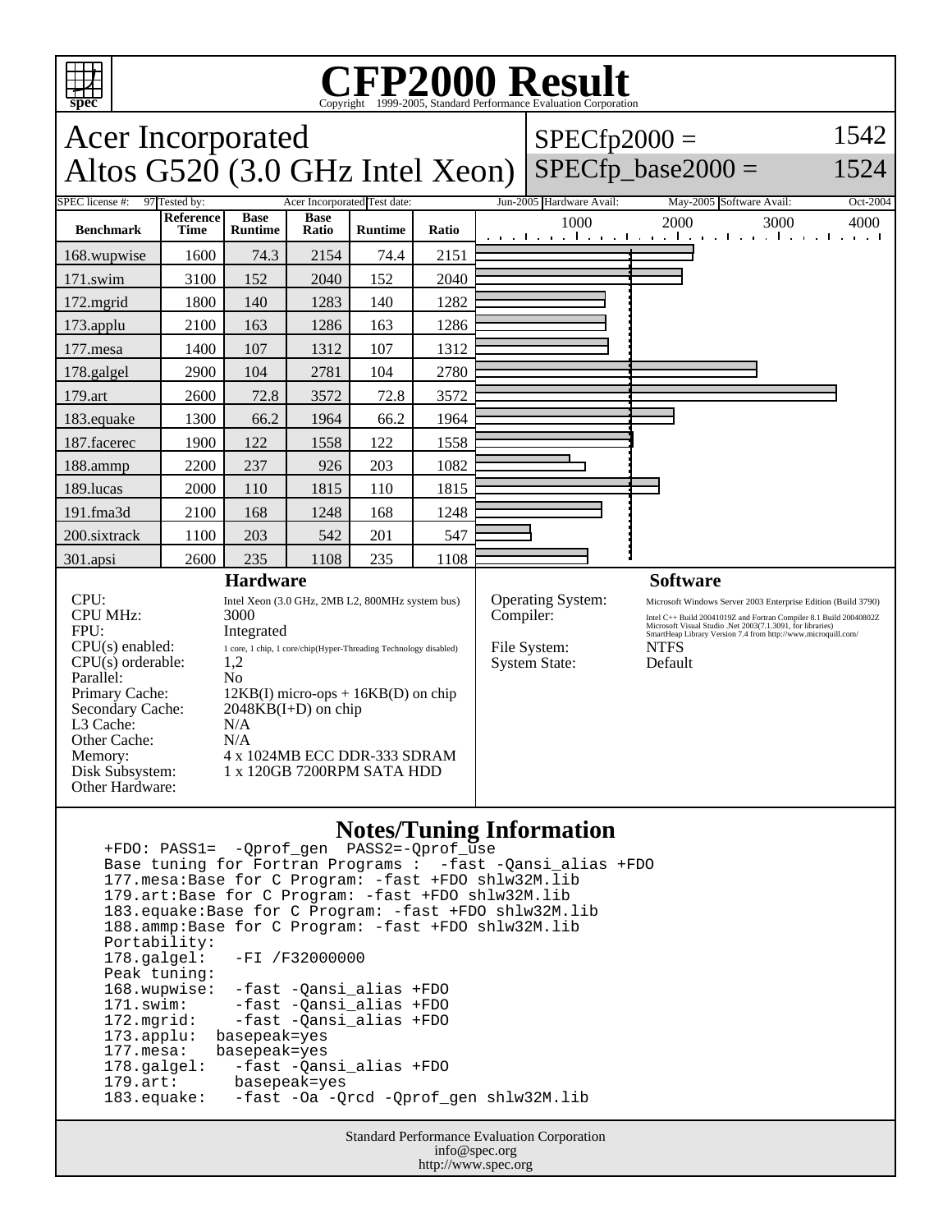# CFP2000 Result

Copyright 1999-2005, Standard Performance Evaluation Corporation

## Acer Incorporated
## Altos G520 (3.0 GHz Intel Xeon)

SPECfp2000 = 1542
SPECfp_base2000 = 1524

| SPEC license #: | 97 | Tested by: | Acer Incorporated | Test date: | Jun-2005 | Hardware Avail: | May-2005 | Software Avail: | Oct-2004 |
|---|---|---|---|---|---|---|---|---|---|

| Benchmark | Reference Time | Base Runtime | Base Ratio | Runtime | Ratio |
|---|---|---|---|---|---|
| 168.wupwise | 1600 | 74.3 | 2154 | 74.4 | 2151 |
| 171.swim | 3100 | 152 | 2040 | 152 | 2040 |
| 172.mgrid | 1800 | 140 | 1283 | 140 | 1282 |
| 173.applu | 2100 | 163 | 1286 | 163 | 1286 |
| 177.mesa | 1400 | 107 | 1312 | 107 | 1312 |
| 178.galgel | 2900 | 104 | 2781 | 104 | 2780 |
| 179.art | 2600 | 72.8 | 3572 | 72.8 | 3572 |
| 183.equake | 1300 | 66.2 | 1964 | 66.2 | 1964 |
| 187.facerec | 1900 | 122 | 1558 | 122 | 1558 |
| 188.ammp | 2200 | 237 | 926 | 203 | 1082 |
| 189.lucas | 2000 | 110 | 1815 | 110 | 1815 |
| 191.fma3d | 2100 | 168 | 1248 | 168 | 1248 |
| 200.sixtrack | 1100 | 203 | 542 | 201 | 547 |
| 301.apsi | 2600 | 235 | 1108 | 235 | 1108 |

### Hardware

| | |
|---|---|
| CPU: | Intel Xeon (3.0 GHz, 2MB L2, 800MHz system bus) |
| CPU MHz: | 3000 |
| FPU: | Integrated |
| CPU(s) enabled: | 1 core, 1 chip, 1 core/chip(Hyper-Threading Technology disabled) |
| CPU(s) orderable: | 1,2 |
| Parallel: | No |
| Primary Cache: | 12KB(I) micro-ops + 16KB(D) on chip |
| Secondary Cache: | 2048KB(I+D) on chip |
| L3 Cache: | N/A |
| Other Cache: | N/A |
| Memory: | 4 x 1024MB ECC DDR-333 SDRAM |
| Disk Subsystem: | 1 x 120GB 7200RPM SATA HDD |
| Other Hardware: | |

### Software

| | |
|---|---|
| Operating System: | Microsoft Windows Server 2003 Enterprise Edition (Build 3790) |
| Compiler: | Intel C++ Build 20041019Z and Fortran Compiler 8.1 Build 20040802Z Microsoft Visual Studio .Net 2003(7.1.3091, for libraries) SmartHeap Library Version 7.4 from http://www.microquill.com/ |
| File System: | NTFS |
| System State: | Default |

### Notes/Tuning Information

```
+FDO: PASS1=  -Qprof_gen  PASS2=-Qprof_use
Base tuning for Fortran Programs :  -fast -Qansi_alias +FDO
177.mesa:Base for C Program: -fast +FDO shlw32M.lib
179.art:Base for C Program: -fast +FDO shlw32M.lib
183.equake:Base for C Program: -fast +FDO shlw32M.lib
188.ammp:Base for C Program: -fast +FDO shlw32M.lib
Portability:
178.galgel:   -FI /F32000000
Peak tuning:
168.wupwise:  -fast -Qansi_alias +FDO
171.swim:     -fast -Qansi_alias +FDO
172.mgrid:    -fast -Qansi_alias +FDO
173.applu:  basepeak=yes
177.mesa:   basepeak=yes
178.galgel:   -fast -Qansi_alias +FDO
179.art:      basepeak=yes
183.equake:   -fast -Oa -Qrcd -Qprof_gen shlw32M.lib
```

Standard Performance Evaluation Corporation
info@spec.org
http://www.spec.org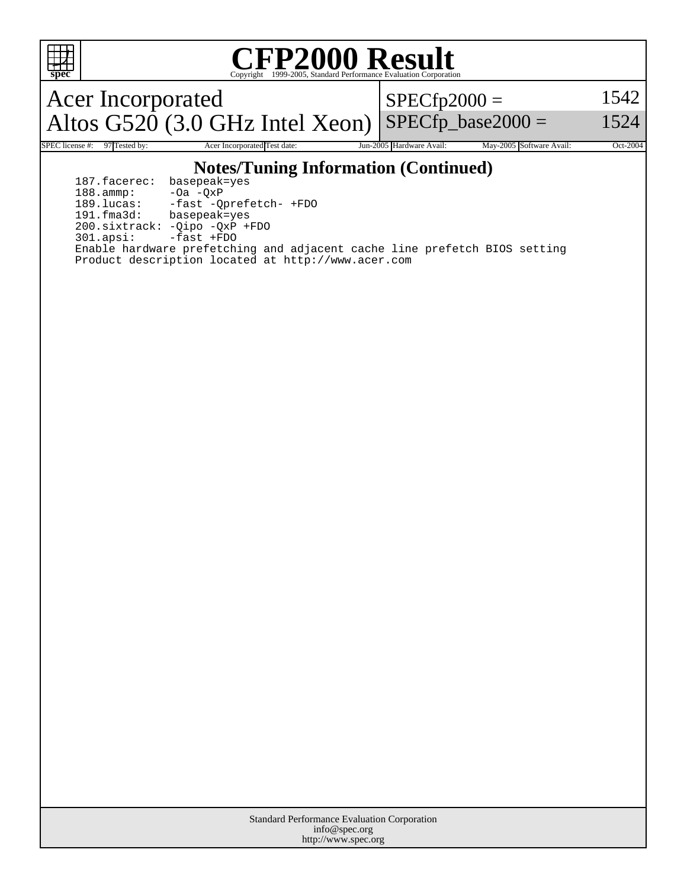# CFP2000 Result

Copyright 1999-2005, Standard Performance Evaluation Corporation

Acer Incorporated
Altos G520 (3.0 GHz Intel Xeon)

SPECfp2000 = 1542
SPECfp_base2000 = 1524

| SPEC license #: | 97 | Tested by: | Acer Incorporated | Test date: | Jun-2005 | Hardware Avail: | May-2005 | Software Avail: | Oct-2004 |
|---|---|---|---|---|---|---|---|---|---|

## Notes/Tuning Information (Continued)

```
187.facerec:  basepeak=yes
188.ammp:     -Oa -QxP
189.lucas:    -fast -Qprefetch- +FDO
191.fma3d:    basepeak=yes
200.sixtrack: -Qipo -QxP +FDO
301.apsi:     -fast +FDO
Enable hardware prefetching and adjacent cache line prefetch BIOS setting
Product description located at http://www.acer.com
```

Standard Performance Evaluation Corporation
info@spec.org
http://www.spec.org